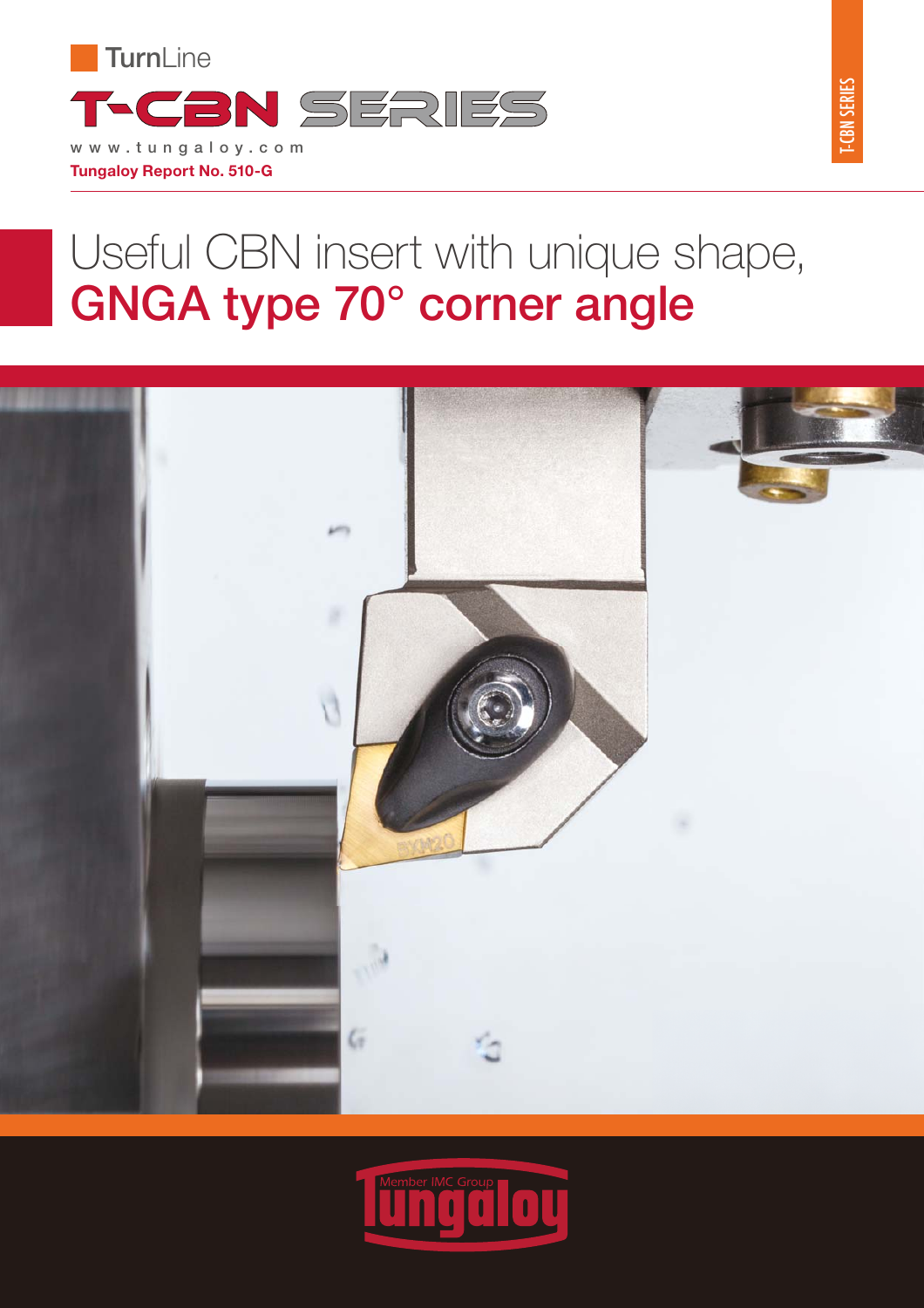TurnLine

# T-CBN SERIES

www.tungaloy.com

**Tungaloy Report No. 510-G**

T-CBN SERIES

# Useful CBN insert with unique shape, GNGA type 70° corner angle

Member IMC Group

Tungaloy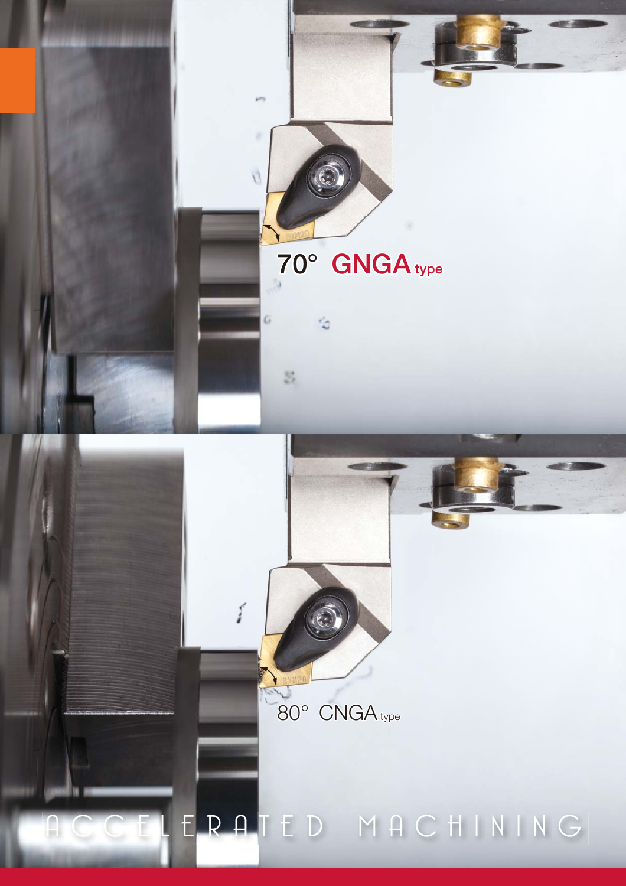70° **GNGA** type

80° CNGA type

ACCELERATED MACHINING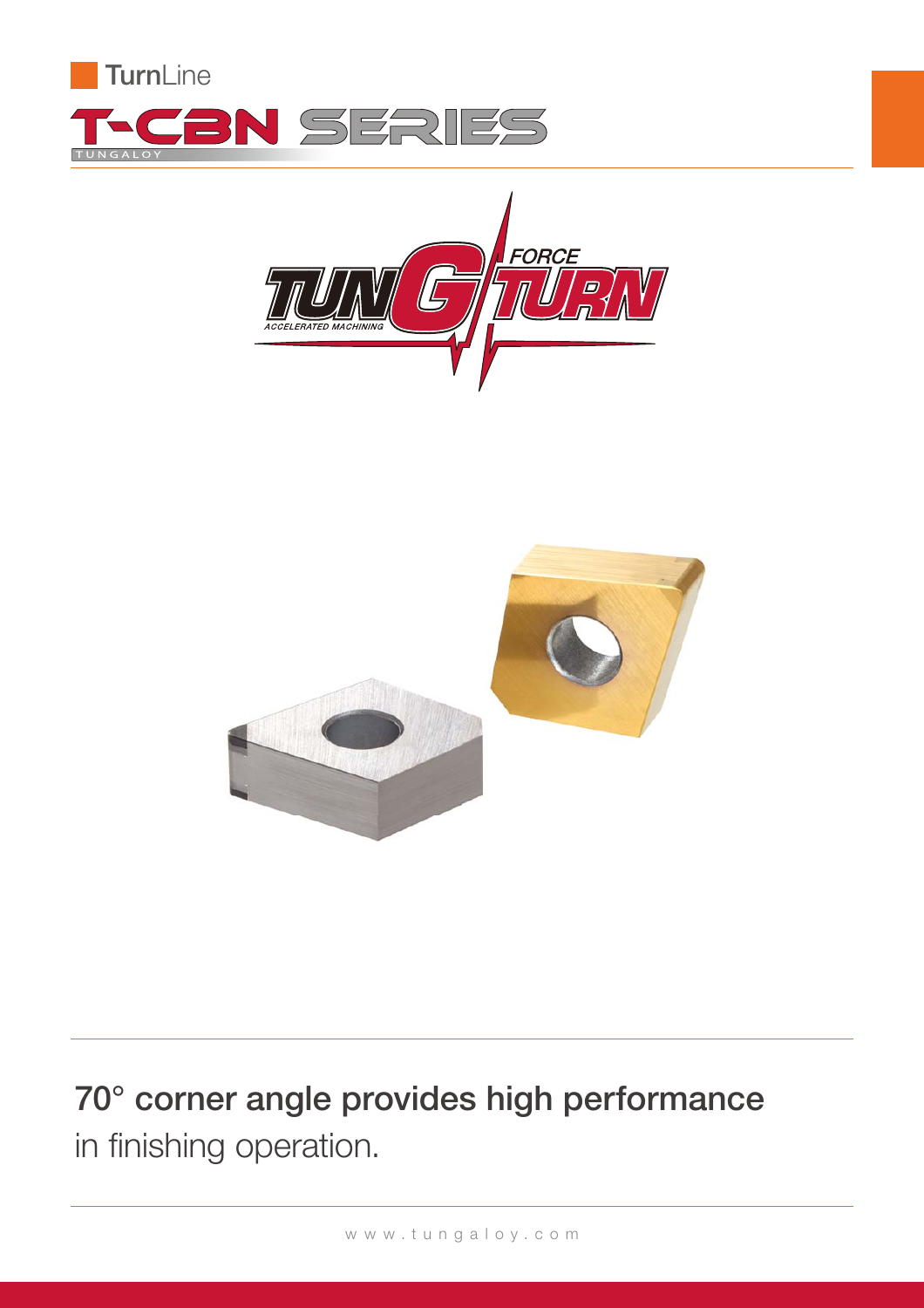TurnLine

# T-CBN SERIES

TUNGALOY

TUNG TURN FORCE

ACCELERATED MACHINING

## 70° corner angle provides high performance

in finishing operation.

www.tungaloy.com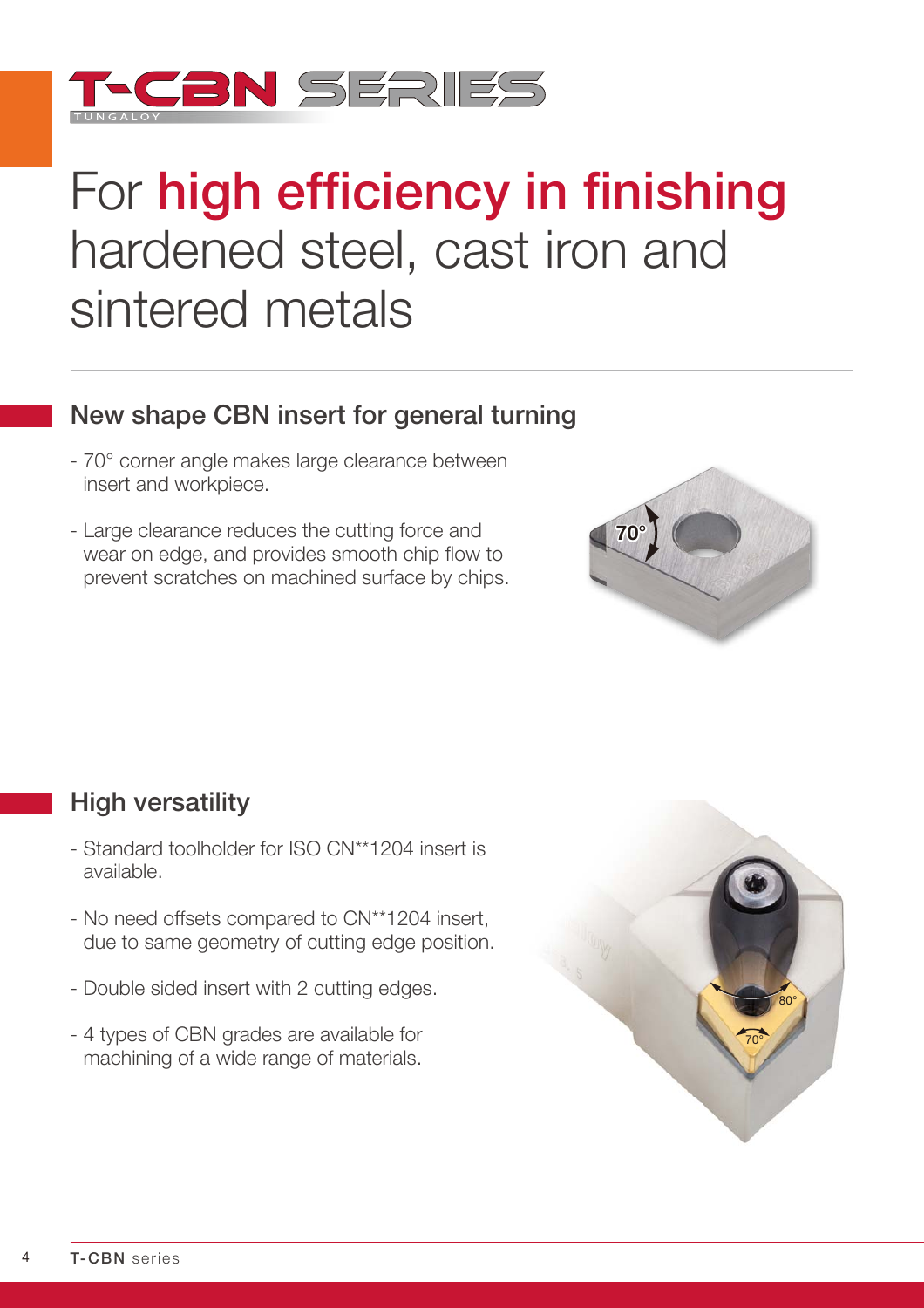# T-CBN SERIES

TUNGALOY

# For high efficiency in finishing hardened steel, cast iron and sintered metals

## New shape CBN insert for general turning

- 70° corner angle makes large clearance between insert and workpiece.
- Large clearance reduces the cutting force and wear on edge, and provides smooth chip flow to prevent scratches on machined surface by chips.

## High versatility

- Standard toolholder for ISO CN**1204 insert is available.
- No need offsets compared to CN**1204 insert, due to same geometry of cutting edge position.
- Double sided insert with 2 cutting edges.
- 4 types of CBN grades are available for machining of a wide range of materials.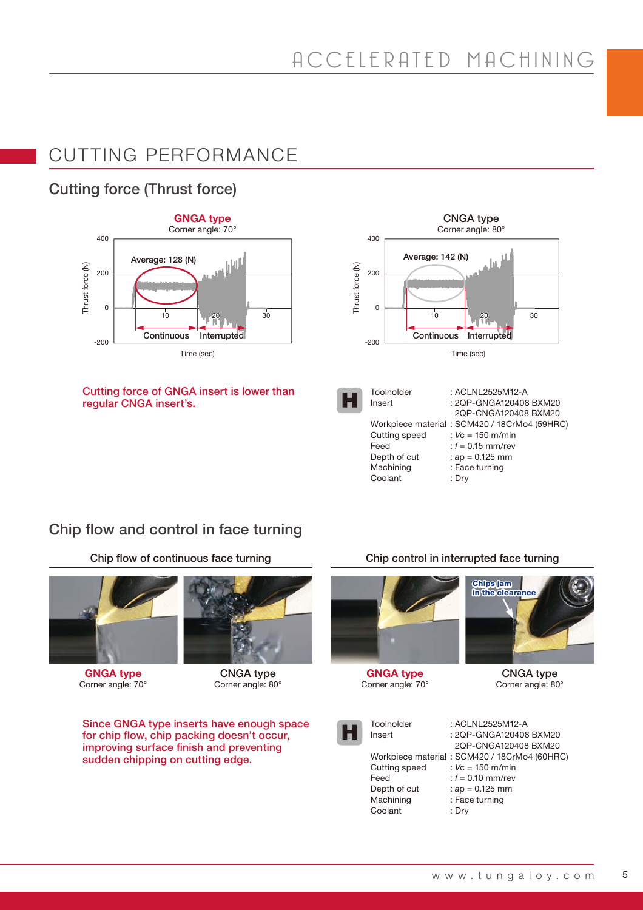# CUTTING PERFORMANCE

## Cutting force (Thrust force)

**GNGA type**
Corner angle: 70°

Average: 128 (N)

Thrust force (N) — Time (sec) — Continuous / Interrupted

CNGA type
Corner angle: 80°

Average: 142 (N)

Thrust force (N) — Time (sec) — Continuous / Interrupted

**Cutting force of GNGA insert is lower than regular CNGA insert's.**

| | |
|---|---|
| Toolholder | : ACLNL2525M12-A |
| Insert | : 2QP-GNGA120408 BXM20<br>2QP-CNGA120408 BXM20 |
| Workpiece material | : SCM420 / 18CrMo4 (59HRC) |
| Cutting speed | : $Vc$ = 150 m/min |
| Feed | : $f$ = 0.15 mm/rev |
| Depth of cut | : $ap$ = 0.125 mm |
| Machining | : Face turning |
| Coolant | : Dry |

## Chip flow and control in face turning

### Chip flow of continuous face turning

**GNGA type**
Corner angle: 70°

CNGA type
Corner angle: 80°

### Chip control in interrupted face turning

**GNGA type**
Corner angle: 70°

CNGA type
Corner angle: 80°

Chips jam in the clearance

**Since GNGA type inserts have enough space for chip flow, chip packing doesn't occur, improving surface finish and preventing sudden chipping on cutting edge.**

| | |
|---|---|
| Toolholder | : ACLNL2525M12-A |
| Insert | : 2QP-GNGA120408 BXM20<br>2QP-CNGA120408 BXM20 |
| Workpiece material | : SCM420 / 18CrMo4 (60HRC) |
| Cutting speed | : $Vc$ = 150 m/min |
| Feed | : $f$ = 0.10 mm/rev |
| Depth of cut | : $ap$ = 0.125 mm |
| Machining | : Face turning |
| Coolant | : Dry |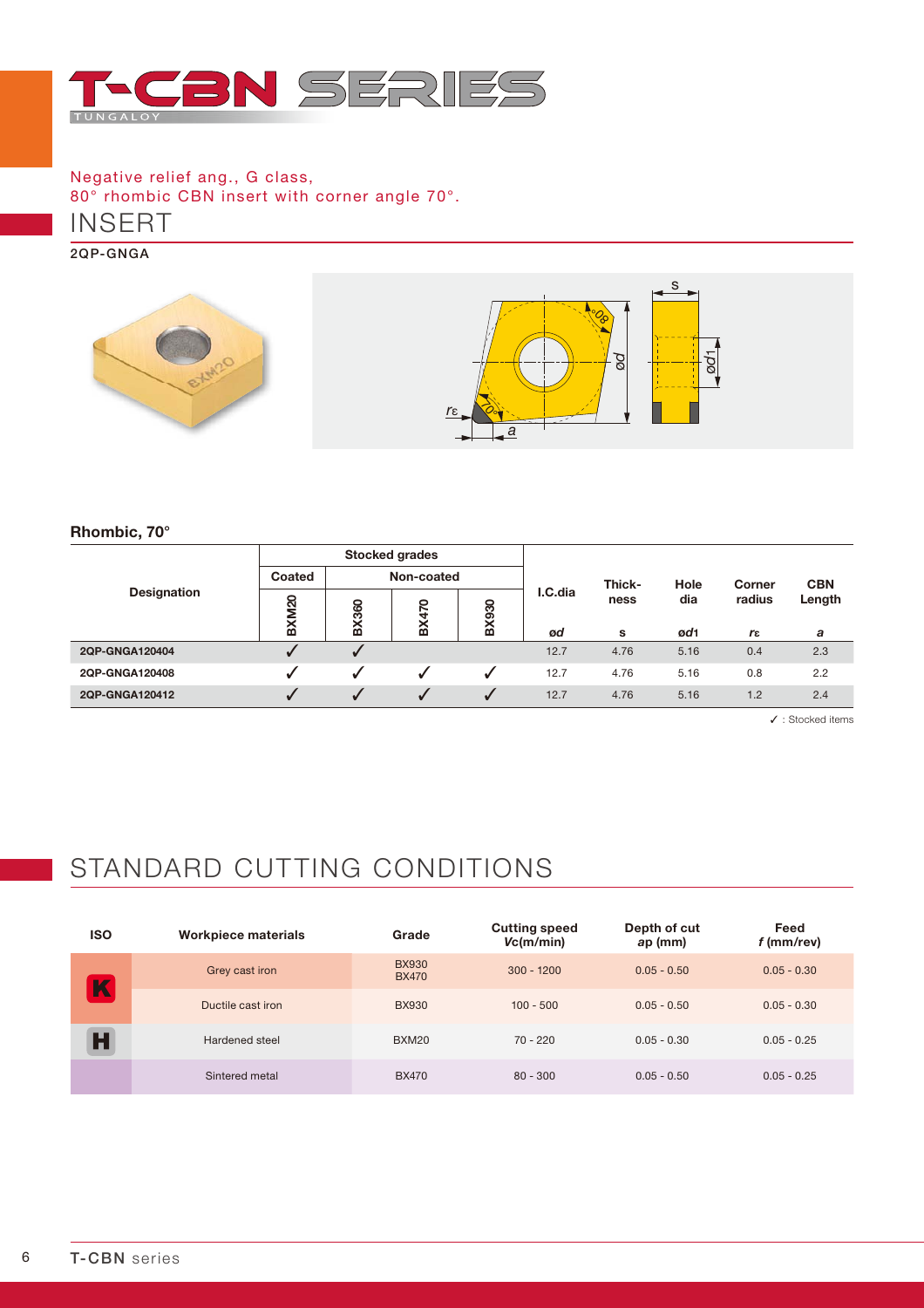# T-CBN SERIES

TUNGALOY

Negative relief ang., G class,
80° rhombic CBN insert with corner angle 70°.

## INSERT

**2QP-GNGA**

### Rhombic, 70°

| Designation | Stocked grades | | | | I.C.dia | Thick-ness | Hole dia | Corner radius | CBN Length |
|---|---|---|---|---|---|---|---|---|---|
| | Coated | Non-coated | | | | | | | |
| | BXM20 | BX360 | BX470 | BX930 | ød | s | ød1 | rε | a |
| 2QP-GNGA120404 | ✓ | ✓ | | | 12.7 | 4.76 | 5.16 | 0.4 | 2.3 |
| 2QP-GNGA120408 | ✓ | ✓ | ✓ | ✓ | 12.7 | 4.76 | 5.16 | 0.8 | 2.2 |
| 2QP-GNGA120412 | ✓ | ✓ | ✓ | ✓ | 12.7 | 4.76 | 5.16 | 1.2 | 2.4 |

✓ : Stocked items

## STANDARD CUTTING CONDITIONS

| ISO | Workpiece materials | Grade | Cutting speed $V_c$(m/min) | Depth of cut $a_p$ (mm) | Feed $f$ (mm/rev) |
|---|---|---|---|---|---|
| K | Grey cast iron | BX930 BX470 | 300 - 1200 | 0.05 - 0.50 | 0.05 - 0.30 |
| K | Ductile cast iron | BX930 | 100 - 500 | 0.05 - 0.50 | 0.05 - 0.30 |
| H | Hardened steel | BXM20 | 70 - 220 | 0.05 - 0.30 | 0.05 - 0.25 |
| | Sintered metal | BX470 | 80 - 300 | 0.05 - 0.50 | 0.05 - 0.25 |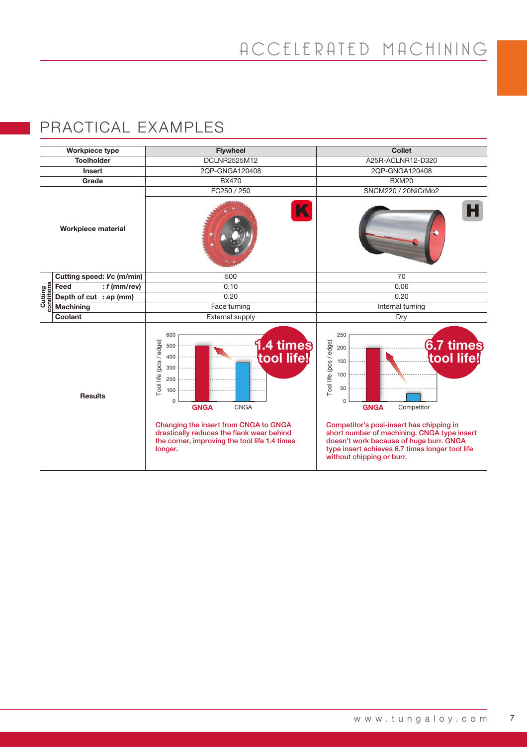## PRACTICAL EXAMPLES

| | Workpiece type | Flywheel | Collet |
|---|---|---|---|
| | Toolholder | DCLNR2525M12 | A25R-ACLNR12-D320 |
| | Insert | 2QP-GNGA120408 | 2QP-GNGA120408 |
| | Grade | BX470 | BXM20 |
| | Workpiece material | FC250 / 250 (K) | SNCM220 / 20NiCrMo2 (H) |
| Cutting conditions | Cutting speed: *Vc* (m/min) | 500 | 70 |
| | Feed : *f* (mm/rev) | 0.10 | 0.06 |
| | Depth of cut : *ap* (mm) | 0.20 | 0.20 |
| | Machining | Face turning | Internal turning |
| | Coolant | External supply | Dry |
| | Results | 1.4 times tool life! Tool life (pcs / edge): GNGA ≈ 500, CNGA ≈ 350. Changing the insert from CNGA to GNGA drastically reduces the flank wear behind the corner, improving the tool life 1.4 times longer. | 6.7 times tool life! Tool life (pcs / edge): GNGA ≈ 200, Competitor ≈ 30. Competitor's posi-insert has chipping in short number of machining. CNGA type insert doesn't work because of huge burr. GNGA type insert achieves 6.7 times longer tool life without chipping or burr. |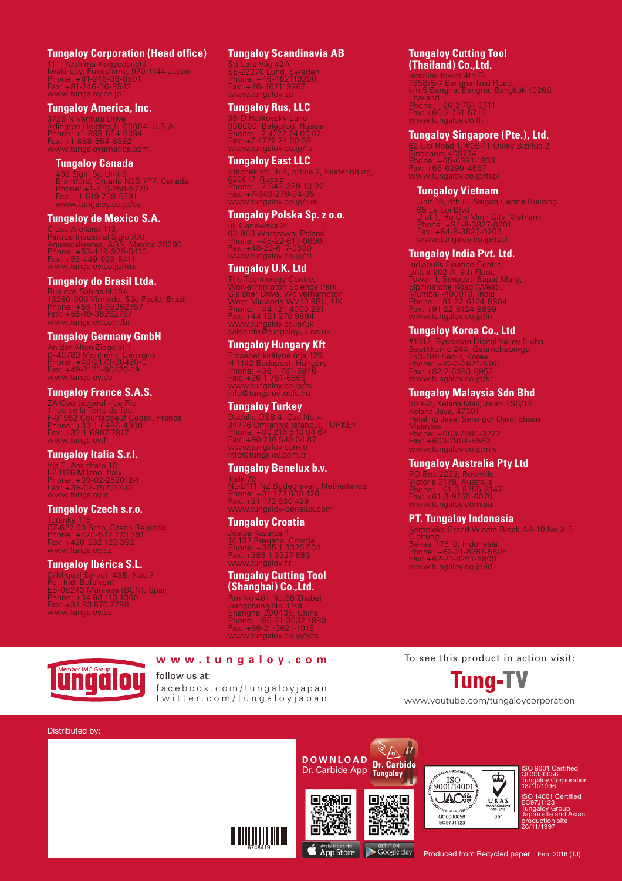## Tungaloy Corporation (Head office)

11-1 Yoshima-Kogyodanchi
Iwaki-city, Fukushima, 970-1144 Japan
Phone: +81-246-36-8501
Fax: +81-246-36-8542
www.tungaloy.co.jp

## Tungaloy America, Inc.

3726 N Ventura Drive
Arlington Heights,IL 60004, U.S.A.
Phone: +1-888-554-8394
Fax: +1-888-554-8392
www.tungaloyamerica.com

### Tungaloy Canada

432 Elgin St. Unit 3
Brantford, Ontario N3S 7P7, Canada
Phone: +1-519-758-5779
Fax: +1-519-758-5791
www.tungaloy.co.jp/ca

## Tungaloy de Mexico S.A.

C Los Arellano 113,
Parque Industrial Siglo XXI
Aguascalientes, AGS, Mexico 20290
Phone: +52-449-929-5410
Fax: +52-449-929-5411
www.tungaloy.co.jp/mx

## Tungaloy do Brasil Ltda.

Rua dos Sabias N.104
13280-000 Vinhedo, São Paulo, Brazil
Phone: +55-19-38262757
Fax: +55-19-38262757
www.tungaloy.com/br

## Tungaloy Germany GmbH

An der Alten Ziegelei 1
D-40789 Monheim, Germany
Phone: +49-2173-90420-0
Fax: +49-2173-90420-19
www.tungaloy.de

## Tungaloy France S.A.S.

ZA Courtaboeuf - Le Rio
1 rue de la Terre de feu
F-91952 Courtaboeuf Cedex, France
Phone: +33-1-6486-4300
Fax: +33-1-6907-7817
www.tungaloy.fr

## Tungaloy Italia S.r.l.

Via E. Andolfato 10
I-20126 Milano, Italy
Phone: +39-02-252012-1
Fax: +39-02-252012-65
www.tungaloy.it

## Tungaloy Czech s.r.o.

Turanka 115
CZ-627 00 Brno, Czech Republic
Phone: +420-532 123 391
Fax: +420-532 123 392
www.tungaloy.cz

## Tungaloy Ibérica S.L.

C/Miquel Servet, 43B, Nau 7
Pol. Ind. Bufalvent
ES-08243 Manresa (BCN), Spain
Phone: +34 93 113 1360
Fax: +34 93 876 2798
www.tungaloy.es

## Tungaloy Scandinavia AB

S:t Lars Väg 42A
SE-22270 Lund, Sweden
Phone: +46-462119200
Fax: +46-462119207
www.tungaloy.se

## Tungaloy Rus, LLC

36-D Harkovsky Lane
308009 Belgorod, Russia
Phone: +7 4722 24 00 07
Fax: +7 4722 24 00 08
www.tungaloy.co.jp/ru

## Tungaloy East LLC

Stachek str., h.4, office 2, Ekaterinburg,
620017, Russia
Phone: +7-343-389-13-22
Fax: +7-343-278-94-35
www.tungaloy.co.jp/rue

## Tungaloy Polska Sp. z o.o.

ul. Genewska 24
03-963 Warszawa, Poland
Phone: +48-22-617-0890
Fax: +48-22-617-0890
www.tungaloy.co.jp/pl

## Tungaloy U.K. Ltd

The Technology Centre,
Wolverhampton Science Park
Glaisher Drive, Wolverhampton
West Midlands WV10 9RU, UK
Phone: +44 121 4000 231
Fax: +44 121 270 9694
www.tungaloy.co.jp/uk
salesinfo@tungaloyuk.co.uk

## Tungaloy Hungary Kft

Erzsébet királyné útja 125
H-1142 Budapest, Hungary
Phone: +36 1 781-6846
Fax: +36 1 781-6866
www.tungaloy.co.jp/hu
info@tungaloytools.hu

## Tungaloy Turkey

Dudullu OSB 4. Cad No:4
34776 Umraniye Istanbul, TURKEY
Phone: +90 216 540 04 67
Fax: +90 216 540 04 87
www.tungaloy.com.tr
info@tungaloy.com.tr

## Tungaloy Benelux b.v.

Tjalk 70
NL-2411 NZ Bodegraven, Netherlands
Phone: +31 172 630 420
Fax: +31 172 630 429
www.tungaloy-benelux.com

## Tungaloy Croatia

Josipa Kozarca 4
10432 Bregana, Croatia
Phone: +385 1 3326 604
Fax: +385 1 3327 683
www.tungaloy.hr

## Tungaloy Cutting Tool (Shanghai) Co.,Ltd.

Rm No 401 No.88 Zhabei
Jiangchang No.3 Rd
Shanghai 200436, China
Phone: +86-21-3632-1880
Fax: +86-21-3621-1918
www.tungaloy.co.jp/tcts

## Tungaloy Cutting Tool (Thailand) Co.,Ltd.

Interlink tower 4th Fl.
1858/5-7 Bangna-Trad Road
km.5 Bangna, Bangna, Bangkok 10260
Thailand
Phone: +66-2-751-5711
Fax: +66-2-751-5715
www.tungaloy.co.th

## Tungaloy Singapore (Pte.), Ltd.

62 Ubi Road 1, #06-11 Oxley BizHub 2
Singapore 408734
Phone: +65-6391-1833
Fax: +65-6299-4557
www.tungaloy.co.jp/tspl

### Tungaloy Vietnam

Unit 18, 4th Fl. Saigon Centre Building
65 Le Loi Blvd.
Dist 1, Ho Chi Minh City, Vietnam
Phone: +84-8-3827-0201
Fax: +84-8-3827-0203
www.tungaloy.co.jp/tspl

## Tungaloy India Pvt. Ltd.

Indiabulls Finance Centre,
Unit # 902-A, 9th Floor,
Tower 1, Senapati Bapat Marg,
Elphinstone Road (West),
Mumbai -400013, India
Phone: +91-22-6124-8804
Fax: +91-22-6124-8899
www.tungaloy.co.jp/in

## Tungaloy Korea Co., Ltd

#1312, Byucksan Digital Valley 5-cha
Beotkkot-ro 244, Geumcheon-gu
153-788 Seoul, Korea
Phone: +82-2-2621-6161
Fax: +82-2-6393-8952
www.tungaloy.co.jp/kr

## Tungaloy Malaysia Sdn Bhd

50 K-2, Kelana Mall, Jalan SS6/14
Kelana Jaya, 47301
Petaling Jaya, Selangor Darul Ehsan
Malaysia
Phone: +603-7805-3222
Fax: +603-7804-8563
www.tungaloy.co.jp/my

## Tungaloy Australia Pty Ltd

PO Box 2232, Rowville,
Victoria 3178, Australia
Phone: +61-3-9755-8147
Fax: +61-3-9755-6070
www.tungaloy.com.au

## PT. Tungaloy Indonesia

Kompleks Grand Wisata Block AA-10 No.3-5
Cibitung
Bekasi 17510, Indonesia
Phone: +62-21-8261-5808
Fax: +62-21-8261-5809
www.tungaloy.co.jp/id

Member IMC Group
Tungaloy

**w w w . t u n g a l o y . c o m**

follow us at:
facebook.com/tungaloyjapan
twitter.com/tungaloyjapan

To see this product in action visit:

**Tung-TV**

www.youtube.com/tungaloycorporation

Distributed by:

6748419

**DOWNLOAD**
Dr. Carbide App

Dr. Carbide
Tungaloy

Available on the App Store
GET IT ON Google play

ISO 9001/14001
JACO
QC00J0056
EC97J1123
UKAS MANAGEMENT SYSTEMS
051

ISO 9001 Certified
QC00J0056
Tungaloy Corporation
18/10/1996

ISO 14001 Certified
EC97J1123
Tungaloy Group
Japan site and Asian production site
26/11/1997

Produced from Recycled paper Feb. 2016 (TJ)